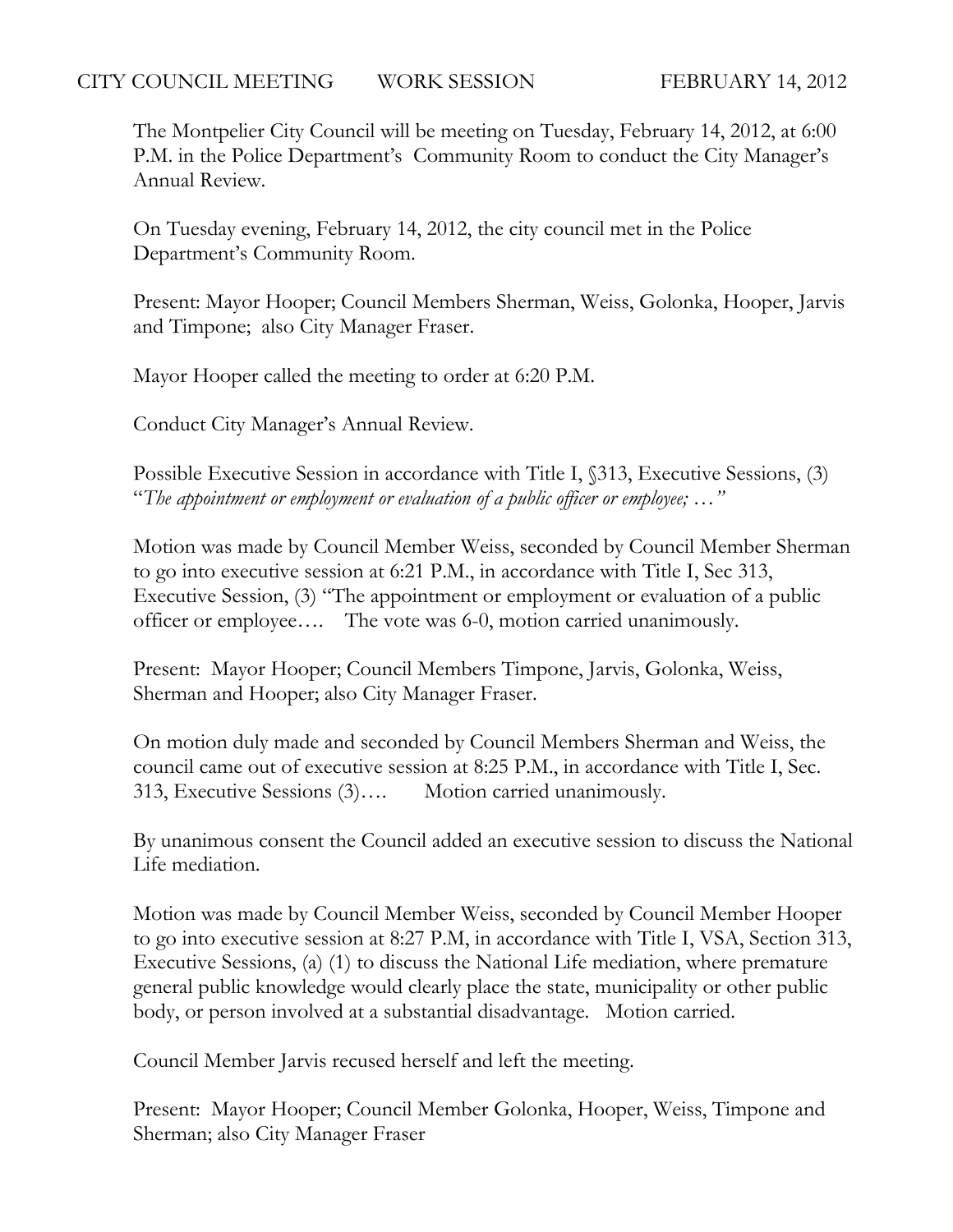CITY COUNCIL MEETING WORK SESSION FEBRUARY 14, 2012

The Montpelier City Council will be meeting on Tuesday, February 14, 2012, at 6:00 P.M. in the Police Department's Community Room to conduct the City Manager's Annual Review.

On Tuesday evening, February 14, 2012, the city council met in the Police Department's Community Room.

Present: Mayor Hooper; Council Members Sherman, Weiss, Golonka, Hooper, Jarvis and Timpone; also City Manager Fraser.

Mayor Hooper called the meeting to order at 6:20 P.M.

Conduct City Manager's Annual Review.

Possible Executive Session in accordance with Title I, §313, Executive Sessions, (3) "*The appointment or employment or evaluation of a public officer or employee; …"*

Motion was made by Council Member Weiss, seconded by Council Member Sherman to go into executive session at 6:21 P.M., in accordance with Title I, Sec 313, Executive Session, (3) "The appointment or employment or evaluation of a public officer or employee…. The vote was 6-0, motion carried unanimously.

Present: Mayor Hooper; Council Members Timpone, Jarvis, Golonka, Weiss, Sherman and Hooper; also City Manager Fraser.

On motion duly made and seconded by Council Members Sherman and Weiss, the council came out of executive session at 8:25 P.M., in accordance with Title I, Sec. 313, Executive Sessions (3)…. Motion carried unanimously.

By unanimous consent the Council added an executive session to discuss the National Life mediation.

Motion was made by Council Member Weiss, seconded by Council Member Hooper to go into executive session at 8:27 P.M, in accordance with Title I, VSA, Section 313, Executive Sessions, (a) (1) to discuss the National Life mediation, where premature general public knowledge would clearly place the state, municipality or other public body, or person involved at a substantial disadvantage. Motion carried.

Council Member Jarvis recused herself and left the meeting.

Present: Mayor Hooper; Council Member Golonka, Hooper, Weiss, Timpone and Sherman; also City Manager Fraser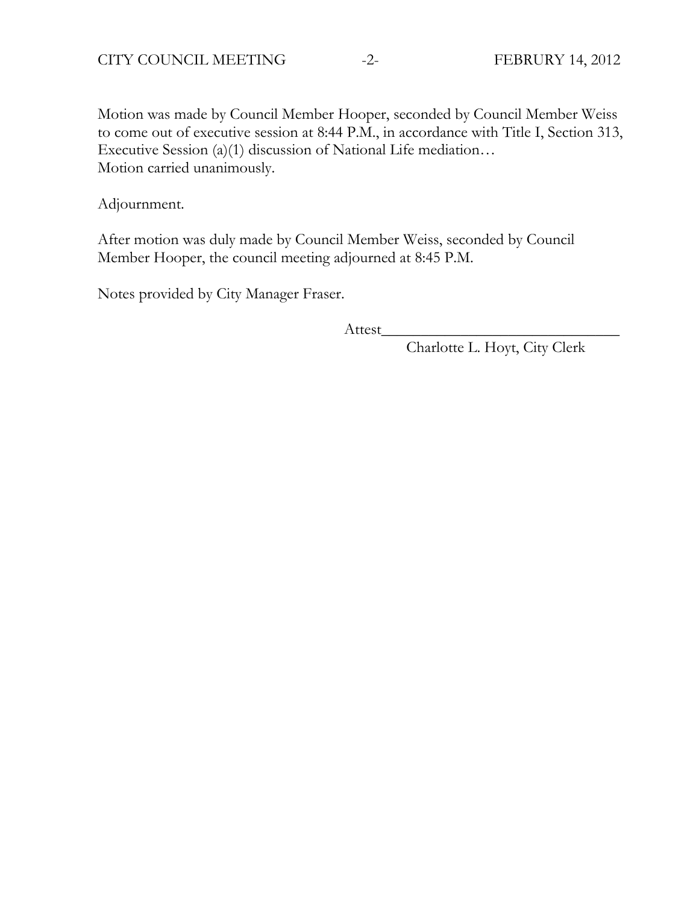Motion was made by Council Member Hooper, seconded by Council Member Weiss to come out of executive session at 8:44 P.M., in accordance with Title I, Section 313, Executive Session (a)(1) discussion of National Life mediation…
Motion carried unanimously.

Adjournment.

After motion was duly made by Council Member Weiss, seconded by Council Member Hooper, the council meeting adjourned at 8:45 P.M.

Notes provided by City Manager Fraser.

Attest\_\_\_\_\_\_\_\_\_\_\_\_\_\_\_\_\_\_\_\_\_\_\_\_\_\_\_\_\_\_

Charlotte L. Hoyt, City Clerk